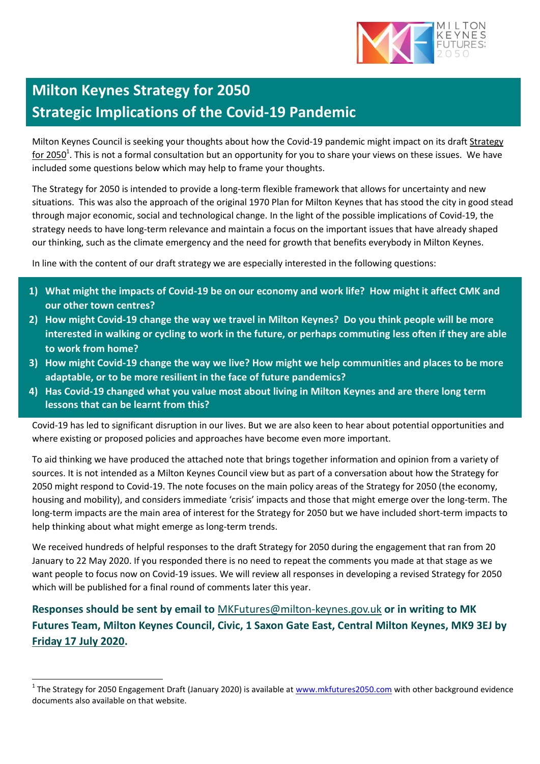# Milton Keynes Strategy for 2050
# Strategic Implications of the Covid-19 Pandemic

Milton Keynes Council is seeking your thoughts about how the Covid-19 pandemic might impact on its draft Strategy for 2050[1]. This is not a formal consultation but an opportunity for you to share your views on these issues. We have included some questions below which may help to frame your thoughts.

The Strategy for 2050 is intended to provide a long-term flexible framework that allows for uncertainty and new situations. This was also the approach of the original 1970 Plan for Milton Keynes that has stood the city in good stead through major economic, social and technological change. In the light of the possible implications of Covid-19, the strategy needs to have long-term relevance and maintain a focus on the important issues that have already shaped our thinking, such as the climate emergency and the need for growth that benefits everybody in Milton Keynes.

In line with the content of our draft strategy we are especially interested in the following questions:

1) **What might the impacts of Covid-19 be on our economy and work life? How might it affect CMK and our other town centres?**
2) **How might Covid-19 change the way we travel in Milton Keynes? Do you think people will be more interested in walking or cycling to work in the future, or perhaps commuting less often if they are able to work from home?**
3) **How might Covid-19 change the way we live? How might we help communities and places to be more adaptable, or to be more resilient in the face of future pandemics?**
4) **Has Covid-19 changed what you value most about living in Milton Keynes and are there long term lessons that can be learnt from this?**

Covid-19 has led to significant disruption in our lives. But we are also keen to hear about potential opportunities and where existing or proposed policies and approaches have become even more important.

To aid thinking we have produced the attached note that brings together information and opinion from a variety of sources. It is not intended as a Milton Keynes Council view but as part of a conversation about how the Strategy for 2050 might respond to Covid-19. The note focuses on the main policy areas of the Strategy for 2050 (the economy, housing and mobility), and considers immediate 'crisis' impacts and those that might emerge over the long-term. The long-term impacts are the main area of interest for the Strategy for 2050 but we have included short-term impacts to help thinking about what might emerge as long-term trends.

We received hundreds of helpful responses to the draft Strategy for 2050 during the engagement that ran from 20 January to 22 May 2020. If you responded there is no need to repeat the comments you made at that stage as we want people to focus now on Covid-19 issues. We will review all responses in developing a revised Strategy for 2050 which will be published for a final round of comments later this year.

**Responses should be sent by email to MKFutures@milton-keynes.gov.uk or in writing to MK Futures Team, Milton Keynes Council, Civic, 1 Saxon Gate East, Central Milton Keynes, MK9 3EJ by Friday 17 July 2020.**

---

[1] The Strategy for 2050 Engagement Draft (January 2020) is available at www.mkfutures2050.com with other background evidence documents also available on that website.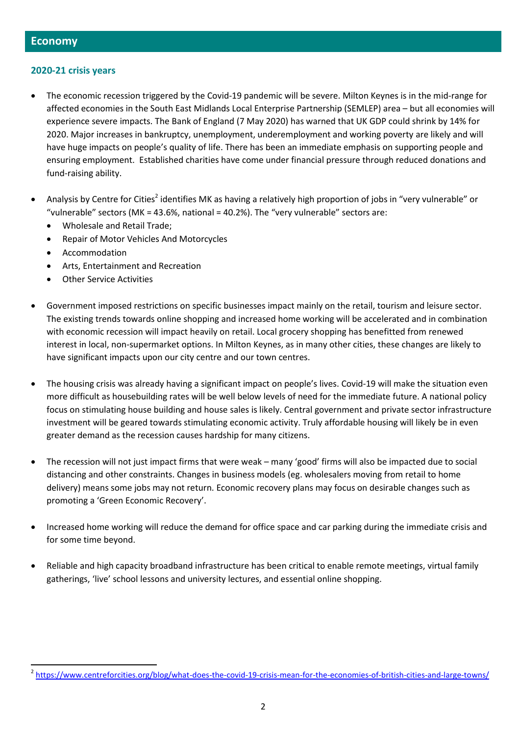## Economy

### 2020-21 crisis years

- The economic recession triggered by the Covid-19 pandemic will be severe. Milton Keynes is in the mid-range for affected economies in the South East Midlands Local Enterprise Partnership (SEMLEP) area – but all economies will experience severe impacts. The Bank of England (7 May 2020) has warned that UK GDP could shrink by 14% for 2020. Major increases in bankruptcy, unemployment, underemployment and working poverty are likely and will have huge impacts on people's quality of life. There has been an immediate emphasis on supporting people and ensuring employment. Established charities have come under financial pressure through reduced donations and fund-raising ability.

- Analysis by Centre for Cities[2] identifies MK as having a relatively high proportion of jobs in "very vulnerable" or "vulnerable" sectors (MK = 43.6%, national = 40.2%). The "very vulnerable" sectors are:
  - Wholesale and Retail Trade;
  - Repair of Motor Vehicles And Motorcycles
  - Accommodation
  - Arts, Entertainment and Recreation
  - Other Service Activities

- Government imposed restrictions on specific businesses impact mainly on the retail, tourism and leisure sector. The existing trends towards online shopping and increased home working will be accelerated and in combination with economic recession will impact heavily on retail. Local grocery shopping has benefitted from renewed interest in local, non-supermarket options. In Milton Keynes, as in many other cities, these changes are likely to have significant impacts upon our city centre and our town centres.

- The housing crisis was already having a significant impact on people's lives. Covid-19 will make the situation even more difficult as housebuilding rates will be well below levels of need for the immediate future. A national policy focus on stimulating house building and house sales is likely. Central government and private sector infrastructure investment will be geared towards stimulating economic activity. Truly affordable housing will likely be in even greater demand as the recession causes hardship for many citizens.

- The recession will not just impact firms that were weak – many 'good' firms will also be impacted due to social distancing and other constraints. Changes in business models (eg. wholesalers moving from retail to home delivery) means some jobs may not return. Economic recovery plans may focus on desirable changes such as promoting a 'Green Economic Recovery'.

- Increased home working will reduce the demand for office space and car parking during the immediate crisis and for some time beyond.

- Reliable and high capacity broadband infrastructure has been critical to enable remote meetings, virtual family gatherings, 'live' school lessons and university lectures, and essential online shopping.

---

[2] https://www.centreforcities.org/blog/what-does-the-covid-19-crisis-mean-for-the-economies-of-british-cities-and-large-towns/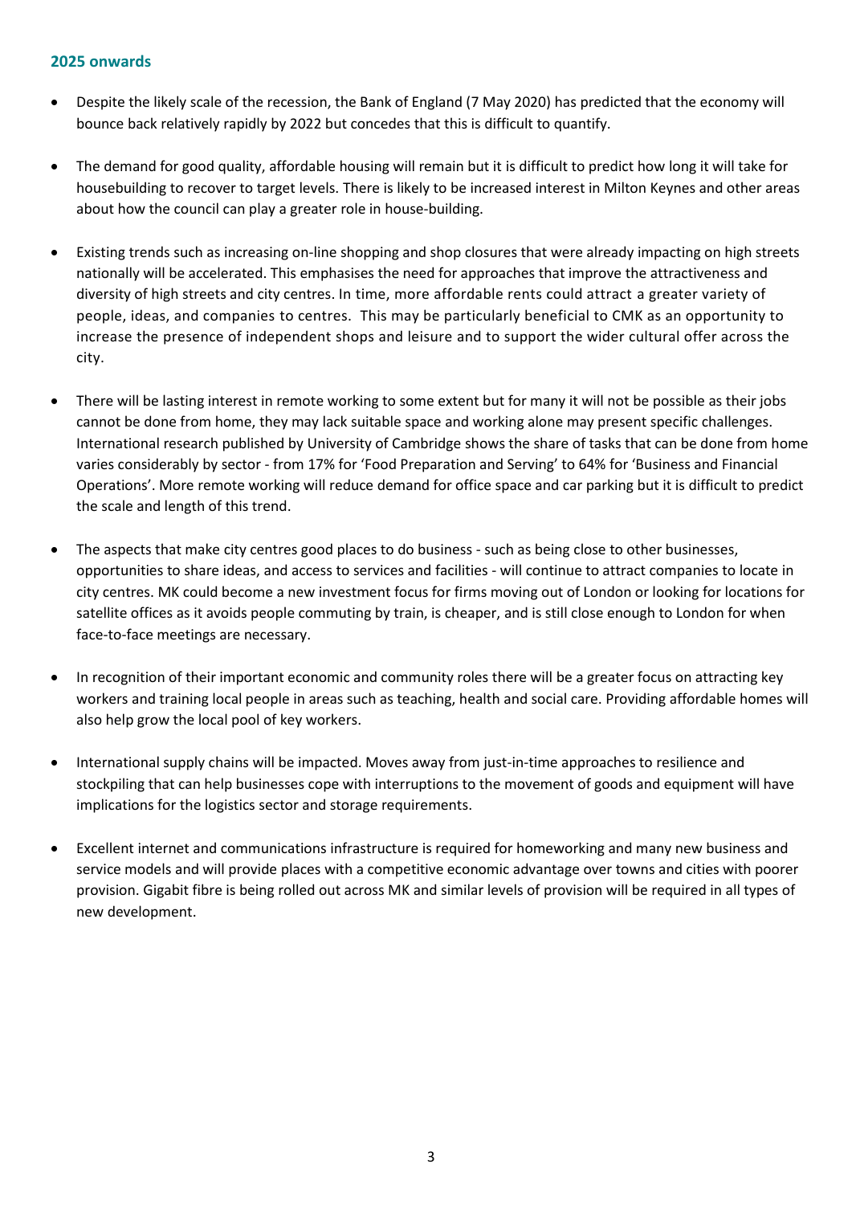## 2025 onwards

- Despite the likely scale of the recession, the Bank of England (7 May 2020) has predicted that the economy will bounce back relatively rapidly by 2022 but concedes that this is difficult to quantify.

- The demand for good quality, affordable housing will remain but it is difficult to predict how long it will take for housebuilding to recover to target levels. There is likely to be increased interest in Milton Keynes and other areas about how the council can play a greater role in house-building.

- Existing trends such as increasing on-line shopping and shop closures that were already impacting on high streets nationally will be accelerated. This emphasises the need for approaches that improve the attractiveness and diversity of high streets and city centres. In time, more affordable rents could attract a greater variety of people, ideas, and companies to centres. This may be particularly beneficial to CMK as an opportunity to increase the presence of independent shops and leisure and to support the wider cultural offer across the city.

- There will be lasting interest in remote working to some extent but for many it will not be possible as their jobs cannot be done from home, they may lack suitable space and working alone may present specific challenges. International research published by University of Cambridge shows the share of tasks that can be done from home varies considerably by sector - from 17% for 'Food Preparation and Serving' to 64% for 'Business and Financial Operations'. More remote working will reduce demand for office space and car parking but it is difficult to predict the scale and length of this trend.

- The aspects that make city centres good places to do business - such as being close to other businesses, opportunities to share ideas, and access to services and facilities - will continue to attract companies to locate in city centres. MK could become a new investment focus for firms moving out of London or looking for locations for satellite offices as it avoids people commuting by train, is cheaper, and is still close enough to London for when face-to-face meetings are necessary.

- In recognition of their important economic and community roles there will be a greater focus on attracting key workers and training local people in areas such as teaching, health and social care. Providing affordable homes will also help grow the local pool of key workers.

- International supply chains will be impacted. Moves away from just-in-time approaches to resilience and stockpiling that can help businesses cope with interruptions to the movement of goods and equipment will have implications for the logistics sector and storage requirements.

- Excellent internet and communications infrastructure is required for homeworking and many new business and service models and will provide places with a competitive economic advantage over towns and cities with poorer provision. Gigabit fibre is being rolled out across MK and similar levels of provision will be required in all types of new development.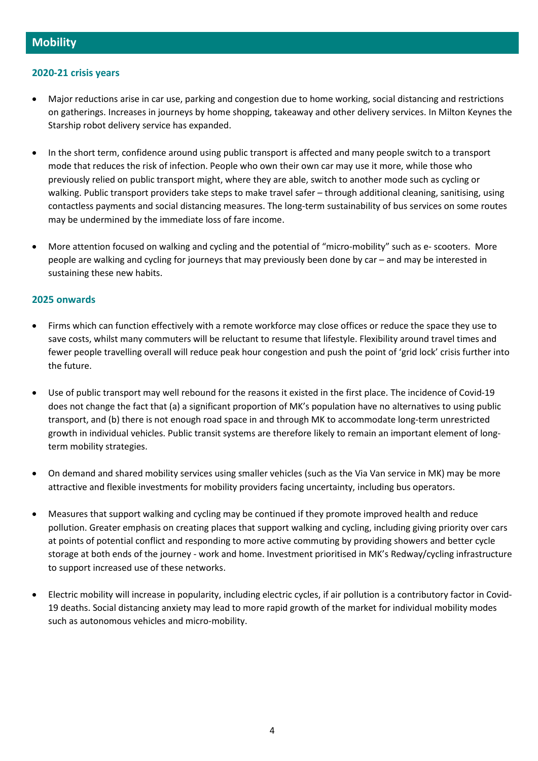## Mobility

### 2020-21 crisis years

- Major reductions arise in car use, parking and congestion due to home working, social distancing and restrictions on gatherings. Increases in journeys by home shopping, takeaway and other delivery services. In Milton Keynes the Starship robot delivery service has expanded.

- In the short term, confidence around using public transport is affected and many people switch to a transport mode that reduces the risk of infection. People who own their own car may use it more, while those who previously relied on public transport might, where they are able, switch to another mode such as cycling or walking. Public transport providers take steps to make travel safer – through additional cleaning, sanitising, using contactless payments and social distancing measures. The long-term sustainability of bus services on some routes may be undermined by the immediate loss of fare income.

- More attention focused on walking and cycling and the potential of "micro-mobility" such as e- scooters. More people are walking and cycling for journeys that may previously been done by car – and may be interested in sustaining these new habits.

### 2025 onwards

- Firms which can function effectively with a remote workforce may close offices or reduce the space they use to save costs, whilst many commuters will be reluctant to resume that lifestyle. Flexibility around travel times and fewer people travelling overall will reduce peak hour congestion and push the point of 'grid lock' crisis further into the future.

- Use of public transport may well rebound for the reasons it existed in the first place. The incidence of Covid-19 does not change the fact that (a) a significant proportion of MK's population have no alternatives to using public transport, and (b) there is not enough road space in and through MK to accommodate long-term unrestricted growth in individual vehicles. Public transit systems are therefore likely to remain an important element of long-term mobility strategies.

- On demand and shared mobility services using smaller vehicles (such as the Via Van service in MK) may be more attractive and flexible investments for mobility providers facing uncertainty, including bus operators.

- Measures that support walking and cycling may be continued if they promote improved health and reduce pollution. Greater emphasis on creating places that support walking and cycling, including giving priority over cars at points of potential conflict and responding to more active commuting by providing showers and better cycle storage at both ends of the journey - work and home. Investment prioritised in MK's Redway/cycling infrastructure to support increased use of these networks.

- Electric mobility will increase in popularity, including electric cycles, if air pollution is a contributory factor in Covid-19 deaths. Social distancing anxiety may lead to more rapid growth of the market for individual mobility modes such as autonomous vehicles and micro-mobility.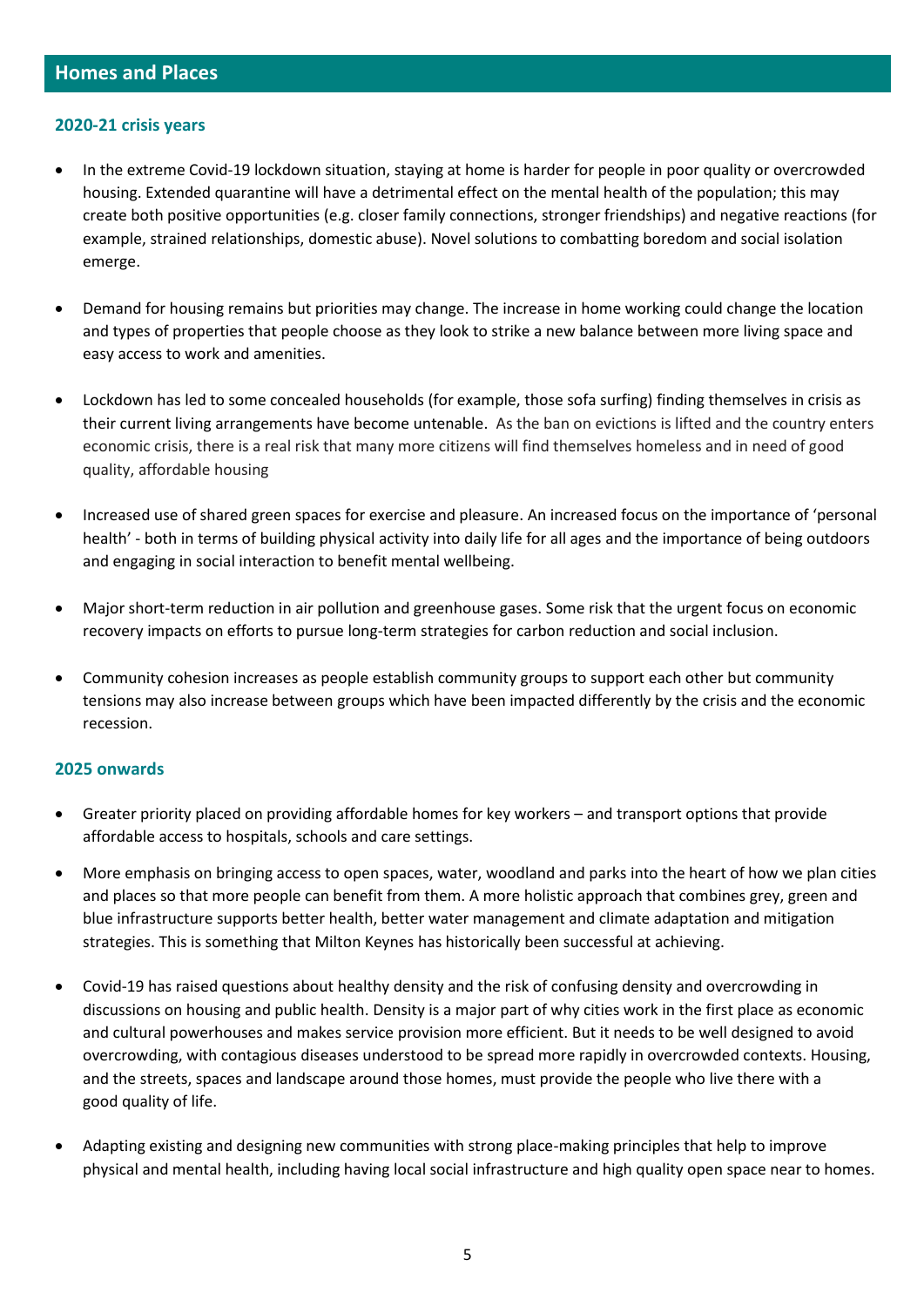## Homes and Places

### 2020-21 crisis years

- In the extreme Covid-19 lockdown situation, staying at home is harder for people in poor quality or overcrowded housing. Extended quarantine will have a detrimental effect on the mental health of the population; this may create both positive opportunities (e.g. closer family connections, stronger friendships) and negative reactions (for example, strained relationships, domestic abuse). Novel solutions to combatting boredom and social isolation emerge.

- Demand for housing remains but priorities may change. The increase in home working could change the location and types of properties that people choose as they look to strike a new balance between more living space and easy access to work and amenities.

- Lockdown has led to some concealed households (for example, those sofa surfing) finding themselves in crisis as their current living arrangements have become untenable. As the ban on evictions is lifted and the country enters economic crisis, there is a real risk that many more citizens will find themselves homeless and in need of good quality, affordable housing

- Increased use of shared green spaces for exercise and pleasure. An increased focus on the importance of 'personal health' - both in terms of building physical activity into daily life for all ages and the importance of being outdoors and engaging in social interaction to benefit mental wellbeing.

- Major short-term reduction in air pollution and greenhouse gases. Some risk that the urgent focus on economic recovery impacts on efforts to pursue long-term strategies for carbon reduction and social inclusion.

- Community cohesion increases as people establish community groups to support each other but community tensions may also increase between groups which have been impacted differently by the crisis and the economic recession.

### 2025 onwards

- Greater priority placed on providing affordable homes for key workers – and transport options that provide affordable access to hospitals, schools and care settings.
- More emphasis on bringing access to open spaces, water, woodland and parks into the heart of how we plan cities and places so that more people can benefit from them. A more holistic approach that combines grey, green and blue infrastructure supports better health, better water management and climate adaptation and mitigation strategies. This is something that Milton Keynes has historically been successful at achieving.

- Covid-19 has raised questions about healthy density and the risk of confusing density and overcrowding in discussions on housing and public health. Density is a major part of why cities work in the first place as economic and cultural powerhouses and makes service provision more efficient. But it needs to be well designed to avoid overcrowding, with contagious diseases understood to be spread more rapidly in overcrowded contexts. Housing, and the streets, spaces and landscape around those homes, must provide the people who live there with a good quality of life.

- Adapting existing and designing new communities with strong place-making principles that help to improve physical and mental health, including having local social infrastructure and high quality open space near to homes.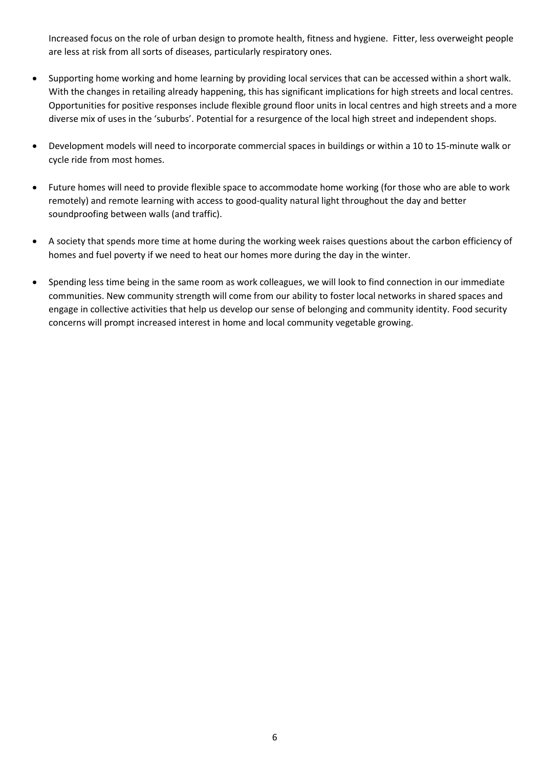Increased focus on the role of urban design to promote health, fitness and hygiene. Fitter, less overweight people are less at risk from all sorts of diseases, particularly respiratory ones.

- Supporting home working and home learning by providing local services that can be accessed within a short walk. With the changes in retailing already happening, this has significant implications for high streets and local centres. Opportunities for positive responses include flexible ground floor units in local centres and high streets and a more diverse mix of uses in the 'suburbs'. Potential for a resurgence of the local high street and independent shops.

- Development models will need to incorporate commercial spaces in buildings or within a 10 to 15-minute walk or cycle ride from most homes.

- Future homes will need to provide flexible space to accommodate home working (for those who are able to work remotely) and remote learning with access to good-quality natural light throughout the day and better soundproofing between walls (and traffic).

- A society that spends more time at home during the working week raises questions about the carbon efficiency of homes and fuel poverty if we need to heat our homes more during the day in the winter.

- Spending less time being in the same room as work colleagues, we will look to find connection in our immediate communities. New community strength will come from our ability to foster local networks in shared spaces and engage in collective activities that help us develop our sense of belonging and community identity. Food security concerns will prompt increased interest in home and local community vegetable growing.